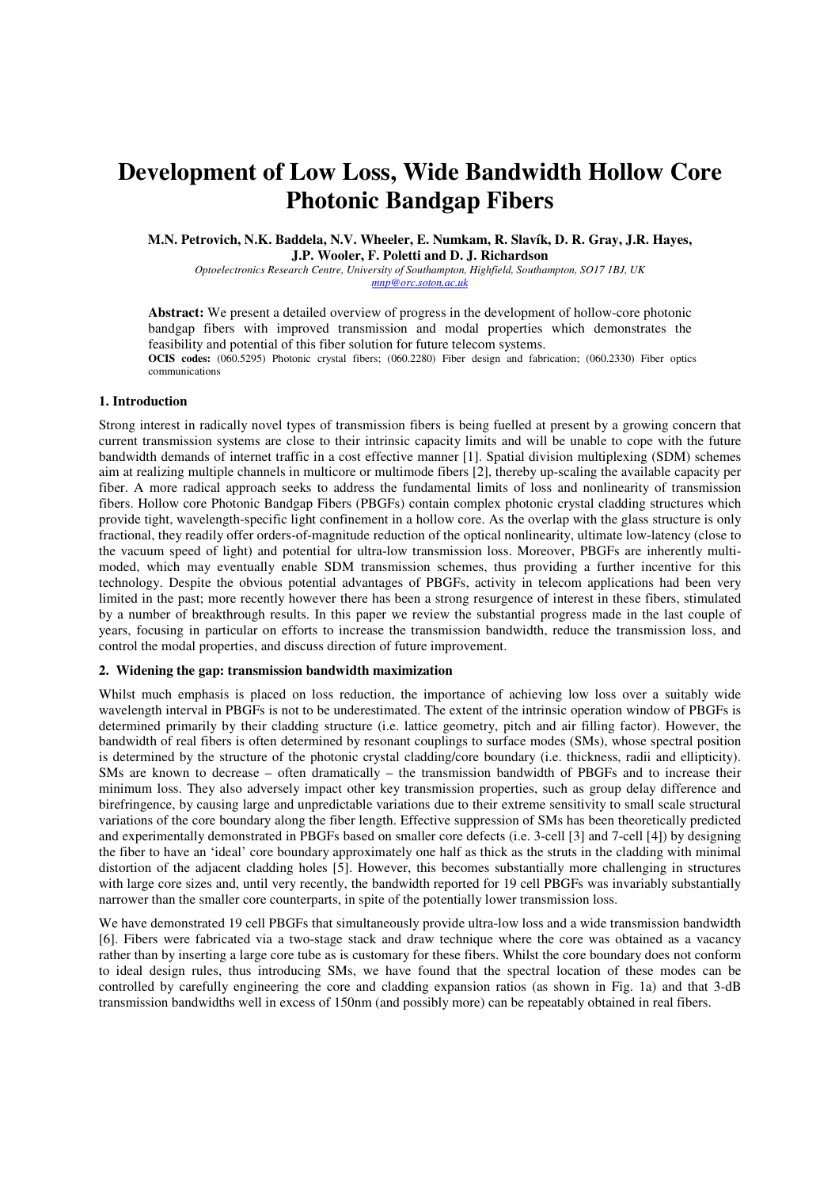# Development of Low Loss, Wide Bandwidth Hollow Core Photonic Bandgap Fibers

**M.N. Petrovich, N.K. Baddela, N.V. Wheeler, E. Numkam, R. Slavík, D. R. Gray, J.R. Hayes, J.P. Wooler, F. Poletti and D. J. Richardson**

*Optoelectronics Research Centre, University of Southampton, Highfield, Southampton, SO17 1BJ, UK*
*mnp@orc.soton.ac.uk*

**Abstract:** We present a detailed overview of progress in the development of hollow-core photonic bandgap fibers with improved transmission and modal properties which demonstrates the feasibility and potential of this fiber solution for future telecom systems.

**OCIS codes:** (060.5295) Photonic crystal fibers; (060.2280) Fiber design and fabrication; (060.2330) Fiber optics communications

## 1. Introduction

Strong interest in radically novel types of transmission fibers is being fuelled at present by a growing concern that current transmission systems are close to their intrinsic capacity limits and will be unable to cope with the future bandwidth demands of internet traffic in a cost effective manner [1]. Spatial division multiplexing (SDM) schemes aim at realizing multiple channels in multicore or multimode fibers [2], thereby up-scaling the available capacity per fiber. A more radical approach seeks to address the fundamental limits of loss and nonlinearity of transmission fibers. Hollow core Photonic Bandgap Fibers (PBGFs) contain complex photonic crystal cladding structures which provide tight, wavelength-specific light confinement in a hollow core. As the overlap with the glass structure is only fractional, they readily offer orders-of-magnitude reduction of the optical nonlinearity, ultimate low-latency (close to the vacuum speed of light) and potential for ultra-low transmission loss. Moreover, PBGFs are inherently multi-moded, which may eventually enable SDM transmission schemes, thus providing a further incentive for this technology. Despite the obvious potential advantages of PBGFs, activity in telecom applications had been very limited in the past; more recently however there has been a strong resurgence of interest in these fibers, stimulated by a number of breakthrough results. In this paper we review the substantial progress made in the last couple of years, focusing in particular on efforts to increase the transmission bandwidth, reduce the transmission loss, and control the modal properties, and discuss direction of future improvement.

## 2. Widening the gap: transmission bandwidth maximization

Whilst much emphasis is placed on loss reduction, the importance of achieving low loss over a suitably wide wavelength interval in PBGFs is not to be underestimated. The extent of the intrinsic operation window of PBGFs is determined primarily by their cladding structure (i.e. lattice geometry, pitch and air filling factor). However, the bandwidth of real fibers is often determined by resonant couplings to surface modes (SMs), whose spectral position is determined by the structure of the photonic crystal cladding/core boundary (i.e. thickness, radii and ellipticity). SMs are known to decrease – often dramatically – the transmission bandwidth of PBGFs and to increase their minimum loss. They also adversely impact other key transmission properties, such as group delay difference and birefringence, by causing large and unpredictable variations due to their extreme sensitivity to small scale structural variations of the core boundary along the fiber length. Effective suppression of SMs has been theoretically predicted and experimentally demonstrated in PBGFs based on smaller core defects (i.e. 3-cell [3] and 7-cell [4]) by designing the fiber to have an 'ideal' core boundary approximately one half as thick as the struts in the cladding with minimal distortion of the adjacent cladding holes [5]. However, this becomes substantially more challenging in structures with large core sizes and, until very recently, the bandwidth reported for 19 cell PBGFs was invariably substantially narrower than the smaller core counterparts, in spite of the potentially lower transmission loss.

We have demonstrated 19 cell PBGFs that simultaneously provide ultra-low loss and a wide transmission bandwidth [6]. Fibers were fabricated via a two-stage stack and draw technique where the core was obtained as a vacancy rather than by inserting a large core tube as is customary for these fibers. Whilst the core boundary does not conform to ideal design rules, thus introducing SMs, we have found that the spectral location of these modes can be controlled by carefully engineering the core and cladding expansion ratios (as shown in Fig. 1a) and that 3-dB transmission bandwidths well in excess of 150nm (and possibly more) can be repeatably obtained in real fibers.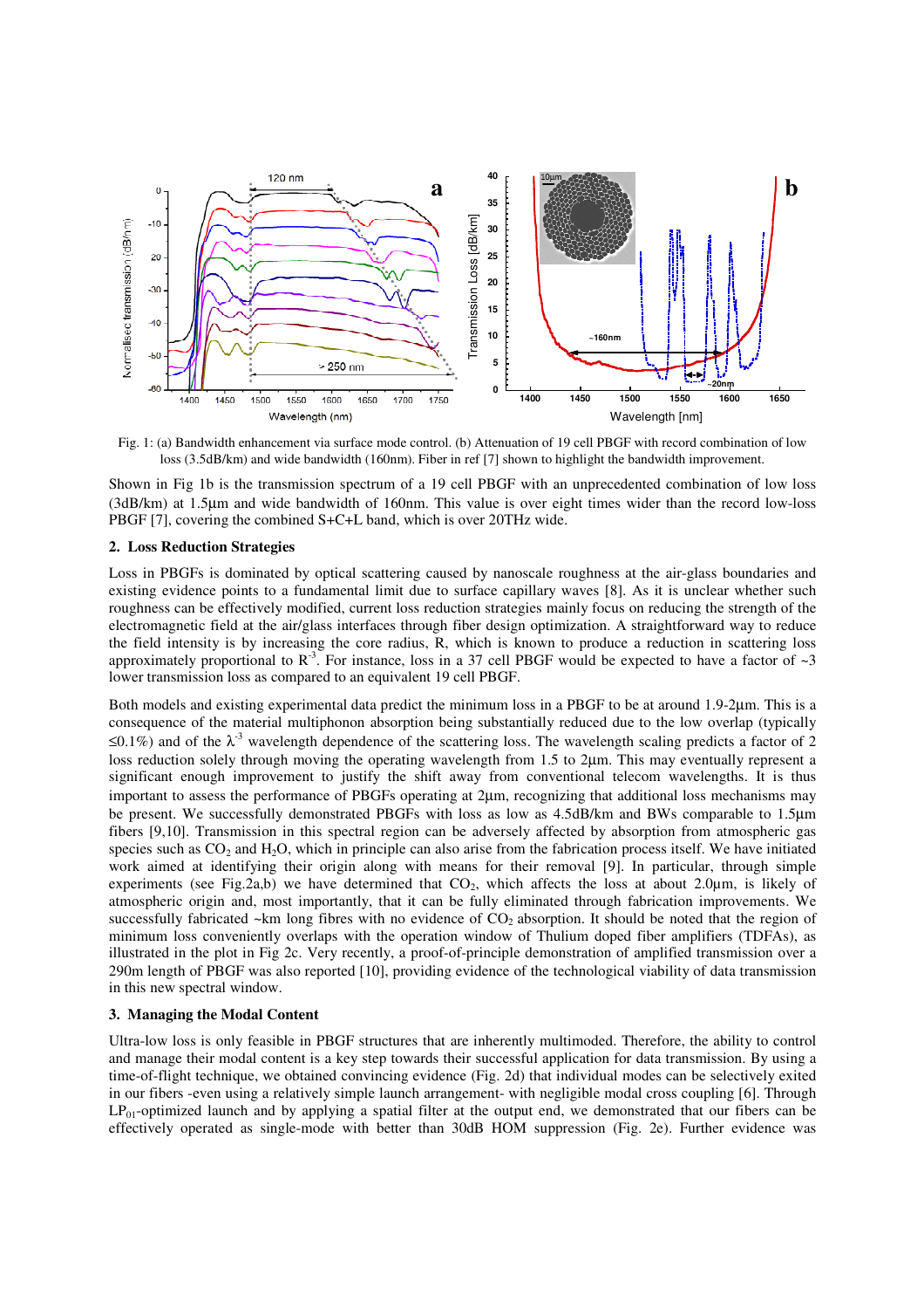Fig. 1: (a) Bandwidth enhancement via surface mode control. (b) Attenuation of 19 cell PBGF with record combination of low loss (3.5dB/km) and wide bandwidth (160nm). Fiber in ref [7] shown to highlight the bandwidth improvement.

Shown in Fig 1b is the transmission spectrum of a 19 cell PBGF with an unprecedented combination of low loss (3dB/km) at 1.5µm and wide bandwidth of 160nm. This value is over eight times wider than the record low-loss PBGF [7], covering the combined S+C+L band, which is over 20THz wide.

## 2. Loss Reduction Strategies

Loss in PBGFs is dominated by optical scattering caused by nanoscale roughness at the air-glass boundaries and existing evidence points to a fundamental limit due to surface capillary waves [8]. As it is unclear whether such roughness can be effectively modified, current loss reduction strategies mainly focus on reducing the strength of the electromagnetic field at the air/glass interfaces through fiber design optimization. A straightforward way to reduce the field intensity is by increasing the core radius, R, which is known to produce a reduction in scattering loss approximately proportional to $R^{-3}$. For instance, loss in a 37 cell PBGF would be expected to have a factor of ~3 lower transmission loss as compared to an equivalent 19 cell PBGF.

Both models and existing experimental data predict the minimum loss in a PBGF to be at around 1.9-2µm. This is a consequence of the material multiphonon absorption being substantially reduced due to the low overlap (typically ≤0.1%) and of the $\lambda^{-3}$ wavelength dependence of the scattering loss. The wavelength scaling predicts a factor of 2 loss reduction solely through moving the operating wavelength from 1.5 to 2µm. This may eventually represent a significant enough improvement to justify the shift away from conventional telecom wavelengths. It is thus important to assess the performance of PBGFs operating at 2µm, recognizing that additional loss mechanisms may be present. We successfully demonstrated PBGFs with loss as low as 4.5dB/km and BWs comparable to 1.5µm fibers [9,10]. Transmission in this spectral region can be adversely affected by absorption from atmospheric gas species such as $CO_2$ and $H_2O$, which in principle can also arise from the fabrication process itself. We have initiated work aimed at identifying their origin along with means for their removal [9]. In particular, through simple experiments (see Fig.2a,b) we have determined that $CO_2$, which affects the loss at about 2.0µm, is likely of atmospheric origin and, most importantly, that it can be fully eliminated through fabrication improvements. We successfully fabricated ~km long fibres with no evidence of $CO_2$ absorption. It should be noted that the region of minimum loss conveniently overlaps with the operation window of Thulium doped fiber amplifiers (TDFAs), as illustrated in the plot in Fig 2c. Very recently, a proof-of-principle demonstration of amplified transmission over a 290m length of PBGF was also reported [10], providing evidence of the technological viability of data transmission in this new spectral window.

## 3. Managing the Modal Content

Ultra-low loss is only feasible in PBGF structures that are inherently multimoded. Therefore, the ability to control and manage their modal content is a key step towards their successful application for data transmission. By using a time-of-flight technique, we obtained convincing evidence (Fig. 2d) that individual modes can be selectively exited in our fibers -even using a relatively simple launch arrangement- with negligible modal cross coupling [6]. Through $LP_{01}$-optimized launch and by applying a spatial filter at the output end, we demonstrated that our fibers can be effectively operated as single-mode with better than 30dB HOM suppression (Fig. 2e). Further evidence was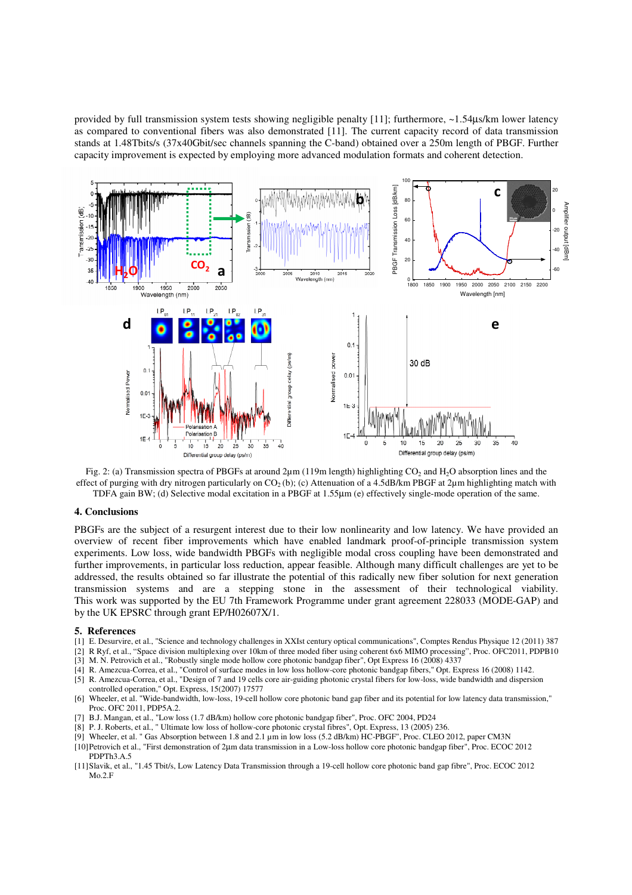provided by full transmission system tests showing negligible penalty [11]; furthermore, ~1.54µs/km lower latency as compared to conventional fibers was also demonstrated [11]. The current capacity record of data transmission stands at 1.48Tbits/s (37x40Gbit/sec channels spanning the C-band) obtained over a 250m length of PBGF. Further capacity improvement is expected by employing more advanced modulation formats and coherent detection.

Fig. 2: (a) Transmission spectra of PBGFs at around 2µm (119m length) highlighting $CO_2$ and $H_2O$ absorption lines and the effect of purging with dry nitrogen particularly on $CO_2$ (b); (c) Attenuation of a 4.5dB/km PBGF at 2µm highlighting match with TDFA gain BW; (d) Selective modal excitation in a PBGF at 1.55µm (e) effectively single-mode operation of the same.

## 4. Conclusions

PBGFs are the subject of a resurgent interest due to their low nonlinearity and low latency. We have provided an overview of recent fiber improvements which have enabled landmark proof-of-principle transmission system experiments. Low loss, wide bandwidth PBGFs with negligible modal cross coupling have been demonstrated and further improvements, in particular loss reduction, appear feasible. Although many difficult challenges are yet to be addressed, the results obtained so far illustrate the potential of this radically new fiber solution for next generation transmission systems and are a stepping stone in the assessment of their technological viability. This work was supported by the EU 7th Framework Programme under grant agreement 228033 (MODE-GAP) and by the UK EPSRC through grant EP/H02607X/1.

## 5. References

[1] E. Desurvire, et al., "Science and technology challenges in XXIst century optical communications", Comptes Rendus Physique 12 (2011) 387

[2] R Ryf, et al., "Space division multiplexing over 10km of three moded fiber using coherent 6x6 MIMO processing", Proc. OFC2011, PDPB10

[3] M. N. Petrovich et al., "Robustly single mode hollow core photonic bandgap fiber", Opt Express 16 (2008) 4337

[4] R. Amezcua-Correa, et al., "Control of surface modes in low loss hollow-core photonic bandgap fibers," Opt. Express 16 (2008) 1142.

[5] R. Amezcua-Correa, et al., "Design of 7 and 19 cells core air-guiding photonic crystal fibers for low-loss, wide bandwidth and dispersion controlled operation," Opt. Express, 15(2007) 17577

[6] Wheeler, et al. "Wide-bandwidth, low-loss, 19-cell hollow core photonic band gap fiber and its potential for low latency data transmission," Proc. OFC 2011, PDP5A.2.

[7] B.J. Mangan, et al., "Low loss (1.7 dB/km) hollow core photonic bandgap fiber", Proc. OFC 2004, PD24

[8] P. J. Roberts, et al., " Ultimate low loss of hollow-core photonic crystal fibres", Opt. Express, 13 (2005) 236.

[9] Wheeler, et al. " Gas Absorption between 1.8 and 2.1 µm in low loss (5.2 dB/km) HC-PBGF", Proc. CLEO 2012, paper CM3N

[10] Petrovich et al., "First demonstration of 2µm data transmission in a Low-loss hollow core photonic bandgap fiber", Proc. ECOC 2012 PDPTh3.A.5

[11] Slavik, et al., "1.45 Tbit/s, Low Latency Data Transmission through a 19-cell hollow core photonic band gap fibre", Proc. ECOC 2012 Mo.2.F